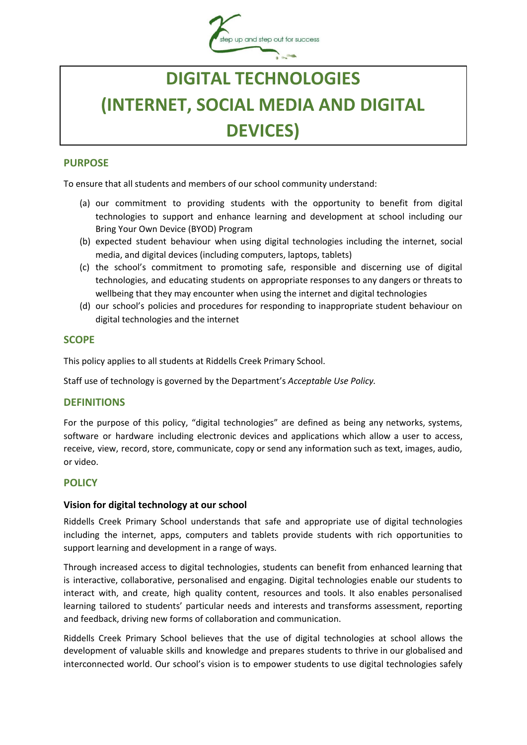# DIGITAL TECHNOLOGIES (INTERNET, SOCIAL MEDIA AND DIGITAL DEVICES)

## PURPOSE

To ensure that all students and members of our school community understand:

(a) our commitment to providing students with the opportunity to benefit from digital technologies to support and enhance learning and development at school including our Bring Your Own Device (BYOD) Program

(b) expected student behaviour when using digital technologies including the internet, social media, and digital devices (including computers, laptops, tablets)

(c) the school's commitment to promoting safe, responsible and discerning use of digital technologies, and educating students on appropriate responses to any dangers or threats to wellbeing that they may encounter when using the internet and digital technologies

(d) our school's policies and procedures for responding to inappropriate student behaviour on digital technologies and the internet

## SCOPE

This policy applies to all students at Riddells Creek Primary School.

Staff use of technology is governed by the Department's *Acceptable Use Policy.*

## DEFINITIONS

For the purpose of this policy, "digital technologies" are defined as being any networks, systems, software or hardware including electronic devices and applications which allow a user to access, receive, view, record, store, communicate, copy or send any information such as text, images, audio, or video.

## POLICY

### Vision for digital technology at our school

Riddells Creek Primary School understands that safe and appropriate use of digital technologies including the internet, apps, computers and tablets provide students with rich opportunities to support learning and development in a range of ways.

Through increased access to digital technologies, students can benefit from enhanced learning that is interactive, collaborative, personalised and engaging. Digital technologies enable our students to interact with, and create, high quality content, resources and tools. It also enables personalised learning tailored to students' particular needs and interests and transforms assessment, reporting and feedback, driving new forms of collaboration and communication.

Riddells Creek Primary School believes that the use of digital technologies at school allows the development of valuable skills and knowledge and prepares students to thrive in our globalised and interconnected world. Our school's vision is to empower students to use digital technologies safely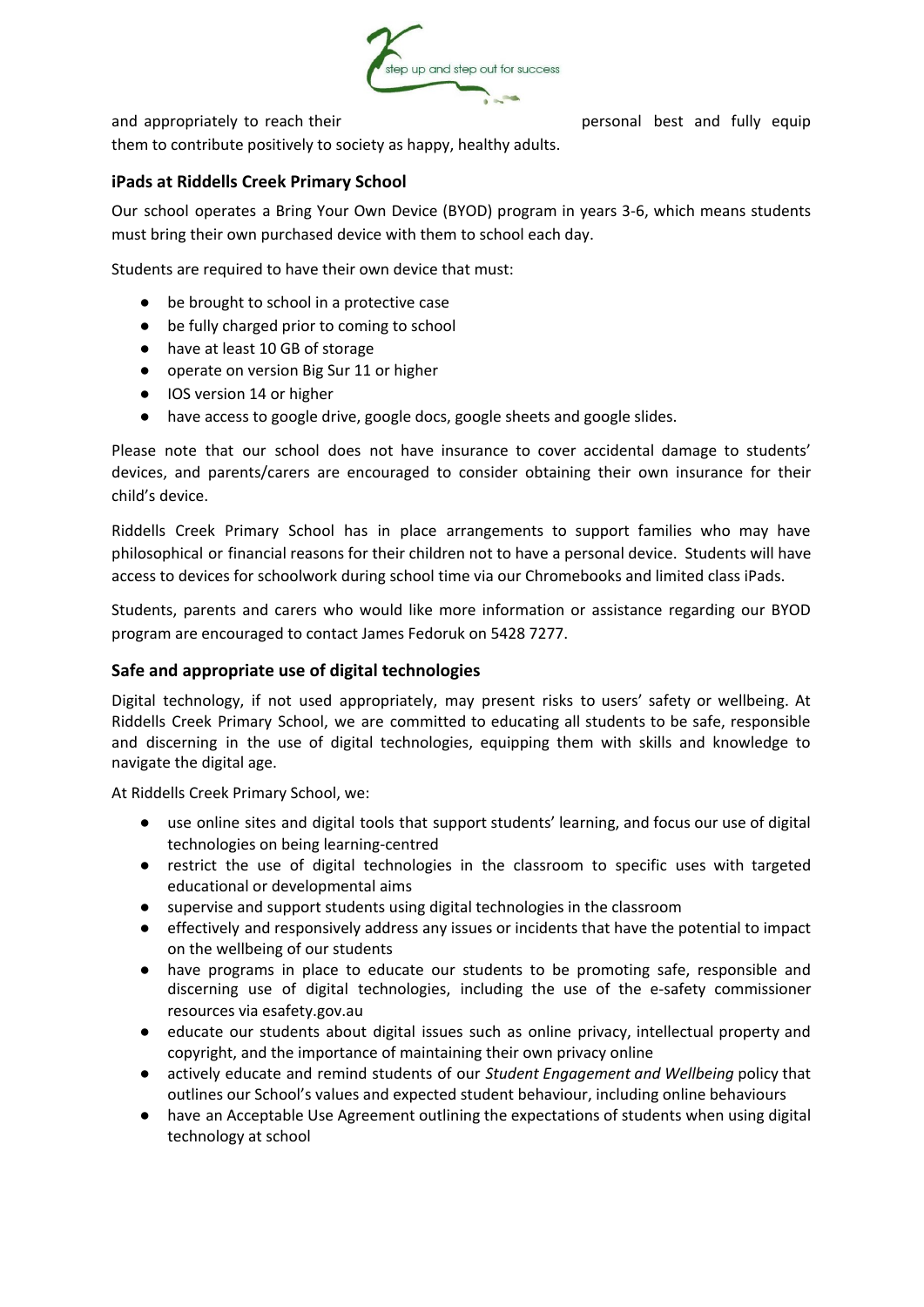and appropriately to reach their personal best and fully equip them to contribute positively to society as happy, healthy adults.

### iPads at Riddells Creek Primary School

Our school operates a Bring Your Own Device (BYOD) program in years 3-6, which means students must bring their own purchased device with them to school each day.

Students are required to have their own device that must:

- be brought to school in a protective case
- be fully charged prior to coming to school
- have at least 10 GB of storage
- operate on version Big Sur 11 or higher
- IOS version 14 or higher
- have access to google drive, google docs, google sheets and google slides.

Please note that our school does not have insurance to cover accidental damage to students' devices, and parents/carers are encouraged to consider obtaining their own insurance for their child's device.

Riddells Creek Primary School has in place arrangements to support families who may have philosophical or financial reasons for their children not to have a personal device. Students will have access to devices for schoolwork during school time via our Chromebooks and limited class iPads.

Students, parents and carers who would like more information or assistance regarding our BYOD program are encouraged to contact James Fedoruk on 5428 7277.

### Safe and appropriate use of digital technologies

Digital technology, if not used appropriately, may present risks to users' safety or wellbeing. At Riddells Creek Primary School, we are committed to educating all students to be safe, responsible and discerning in the use of digital technologies, equipping them with skills and knowledge to navigate the digital age.

At Riddells Creek Primary School, we:

- use online sites and digital tools that support students' learning, and focus our use of digital technologies on being learning-centred
- restrict the use of digital technologies in the classroom to specific uses with targeted educational or developmental aims
- supervise and support students using digital technologies in the classroom
- effectively and responsively address any issues or incidents that have the potential to impact on the wellbeing of our students
- have programs in place to educate our students to be promoting safe, responsible and discerning use of digital technologies, including the use of the e-safety commissioner resources via esafety.gov.au
- educate our students about digital issues such as online privacy, intellectual property and copyright, and the importance of maintaining their own privacy online
- actively educate and remind students of our *Student Engagement and Wellbeing* policy that outlines our School's values and expected student behaviour, including online behaviours
- have an Acceptable Use Agreement outlining the expectations of students when using digital technology at school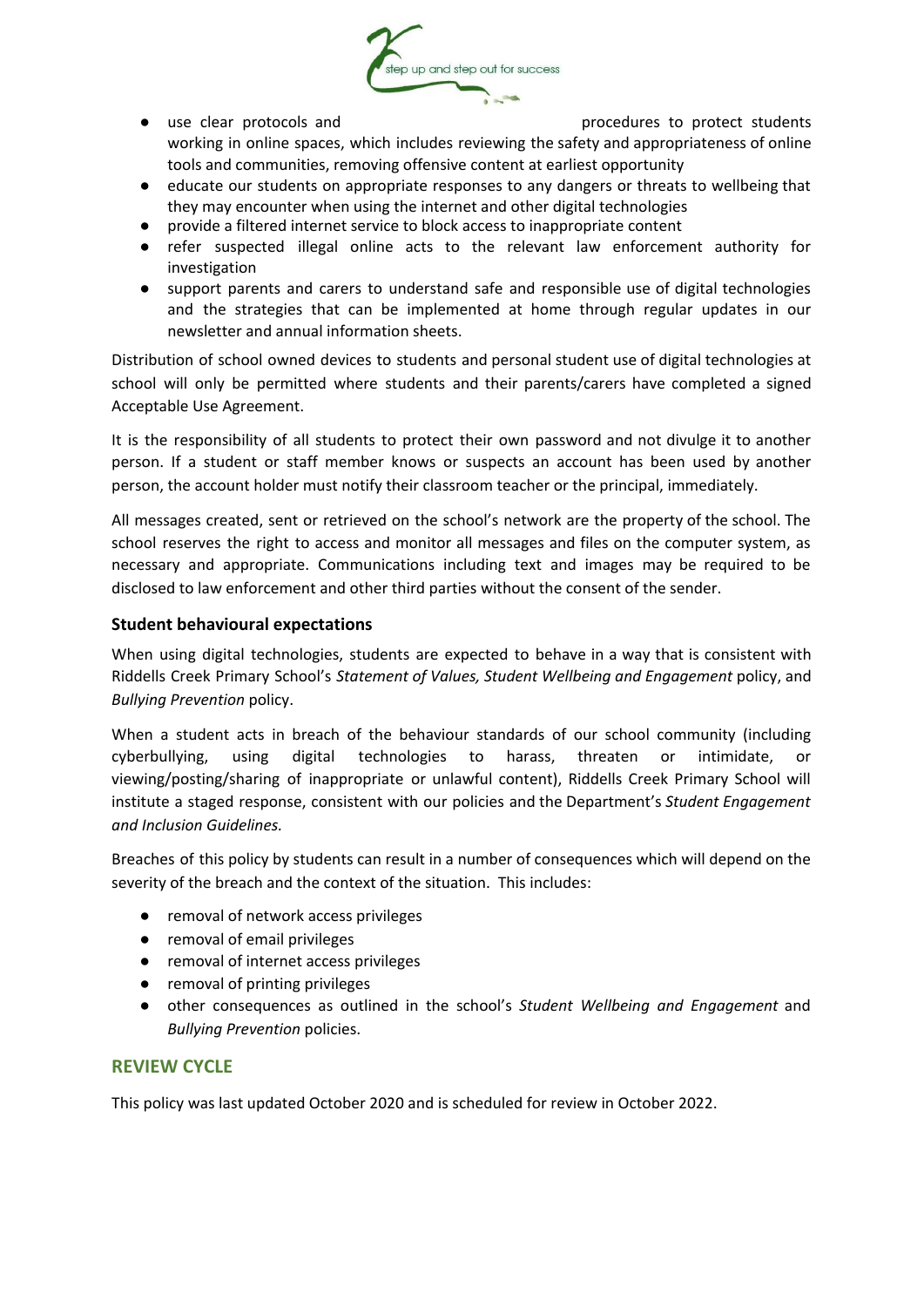- use clear protocols and procedures to protect students working in online spaces, which includes reviewing the safety and appropriateness of online tools and communities, removing offensive content at earliest opportunity
- educate our students on appropriate responses to any dangers or threats to wellbeing that they may encounter when using the internet and other digital technologies
- provide a filtered internet service to block access to inappropriate content
- refer suspected illegal online acts to the relevant law enforcement authority for investigation
- support parents and carers to understand safe and responsible use of digital technologies and the strategies that can be implemented at home through regular updates in our newsletter and annual information sheets.

Distribution of school owned devices to students and personal student use of digital technologies at school will only be permitted where students and their parents/carers have completed a signed Acceptable Use Agreement.

It is the responsibility of all students to protect their own password and not divulge it to another person. If a student or staff member knows or suspects an account has been used by another person, the account holder must notify their classroom teacher or the principal, immediately.

All messages created, sent or retrieved on the school's network are the property of the school. The school reserves the right to access and monitor all messages and files on the computer system, as necessary and appropriate. Communications including text and images may be required to be disclosed to law enforcement and other third parties without the consent of the sender.

### Student behavioural expectations

When using digital technologies, students are expected to behave in a way that is consistent with Riddells Creek Primary School's *Statement of Values, Student Wellbeing and Engagement* policy, and *Bullying Prevention* policy.

When a student acts in breach of the behaviour standards of our school community (including cyberbullying, using digital technologies to harass, threaten or intimidate, or viewing/posting/sharing of inappropriate or unlawful content), Riddells Creek Primary School will institute a staged response, consistent with our policies and the Department's *Student Engagement and Inclusion Guidelines.*

Breaches of this policy by students can result in a number of consequences which will depend on the severity of the breach and the context of the situation. This includes:

- removal of network access privileges
- removal of email privileges
- removal of internet access privileges
- removal of printing privileges
- other consequences as outlined in the school's *Student Wellbeing and Engagement* and *Bullying Prevention* policies.

## REVIEW CYCLE

This policy was last updated October 2020 and is scheduled for review in October 2022.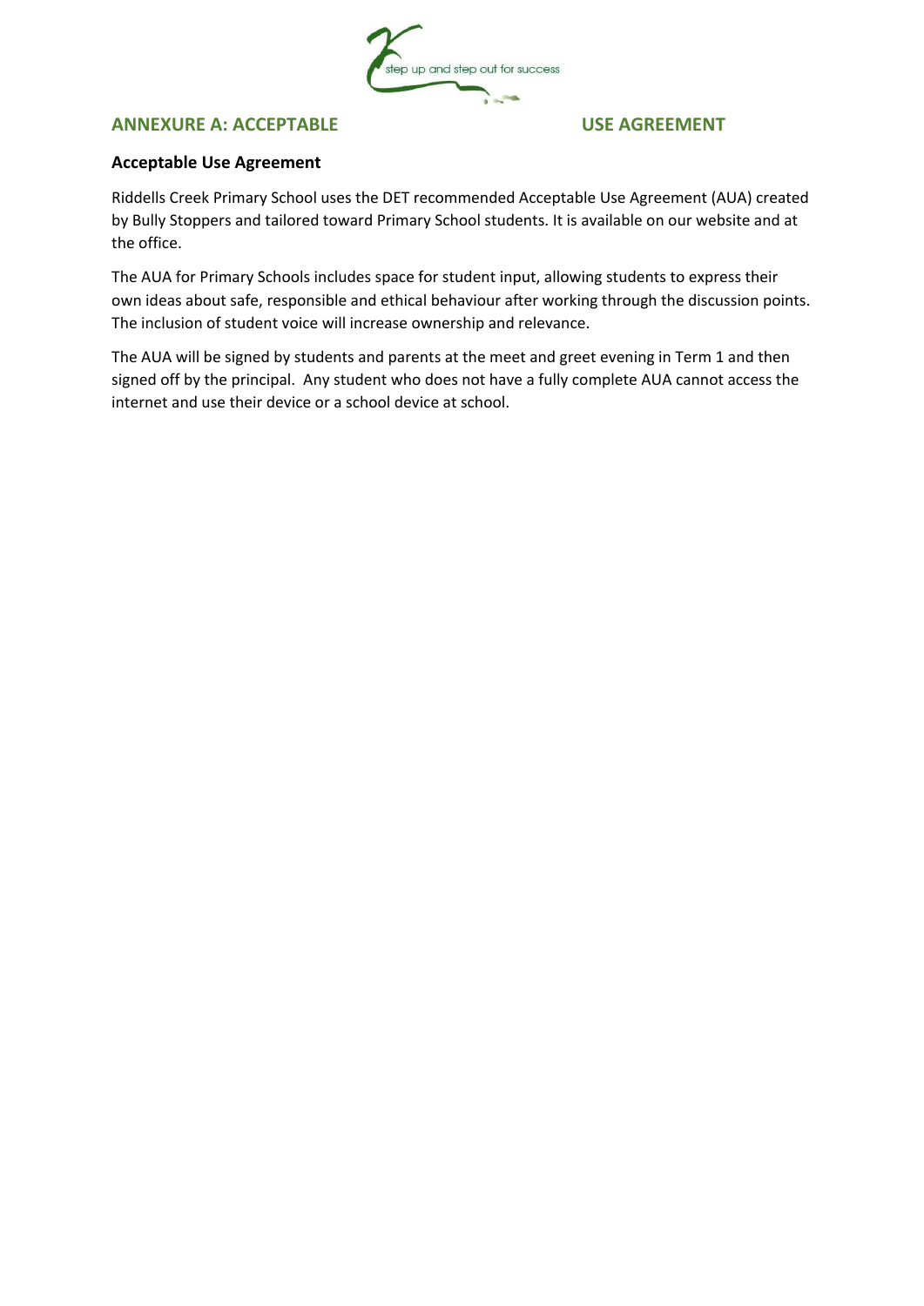## ANNEXURE A: ACCEPTABLE USE AGREEMENT

**Acceptable Use Agreement**

Riddells Creek Primary School uses the DET recommended Acceptable Use Agreement (AUA) created by Bully Stoppers and tailored toward Primary School students. It is available on our website and at the office.

The AUA for Primary Schools includes space for student input, allowing students to express their own ideas about safe, responsible and ethical behaviour after working through the discussion points. The inclusion of student voice will increase ownership and relevance.

The AUA will be signed by students and parents at the meet and greet evening in Term 1 and then signed off by the principal. Any student who does not have a fully complete AUA cannot access the internet and use their device or a school device at school.